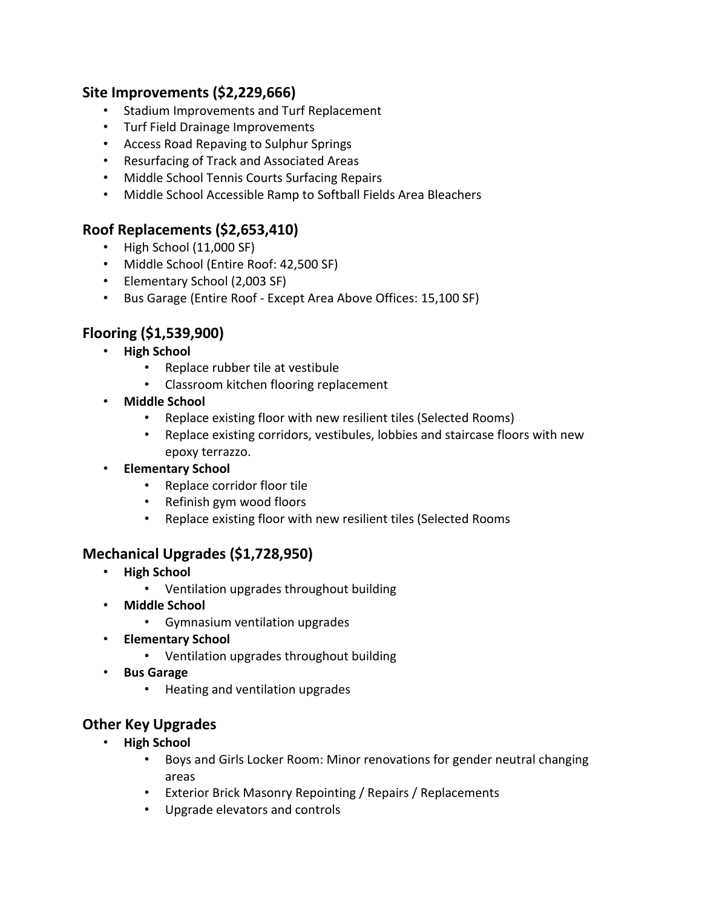## Site Improvements ($2,229,666)

- Stadium Improvements and Turf Replacement
- Turf Field Drainage Improvements
- Access Road Repaving to Sulphur Springs
- Resurfacing of Track and Associated Areas
- Middle School Tennis Courts Surfacing Repairs
- Middle School Accessible Ramp to Softball Fields Area Bleachers

## Roof Replacements ($2,653,410)

- High School (11,000 SF)
- Middle School (Entire Roof: 42,500 SF)
- Elementary School (2,003 SF)
- Bus Garage (Entire Roof - Except Area Above Offices: 15,100 SF)

## Flooring ($1,539,900)

- **High School**
  - Replace rubber tile at vestibule
  - Classroom kitchen flooring replacement
- **Middle School**
  - Replace existing floor with new resilient tiles (Selected Rooms)
  - Replace existing corridors, vestibules, lobbies and staircase floors with new epoxy terrazzo.
- **Elementary School**
  - Replace corridor floor tile
  - Refinish gym wood floors
  - Replace existing floor with new resilient tiles (Selected Rooms

## Mechanical Upgrades ($1,728,950)

- **High School**
  - Ventilation upgrades throughout building
- **Middle School**
  - Gymnasium ventilation upgrades
- **Elementary School**
  - Ventilation upgrades throughout building
- **Bus Garage**
  - Heating and ventilation upgrades

## Other Key Upgrades

- **High School**
  - Boys and Girls Locker Room: Minor renovations for gender neutral changing areas
  - Exterior Brick Masonry Repointing / Repairs / Replacements
  - Upgrade elevators and controls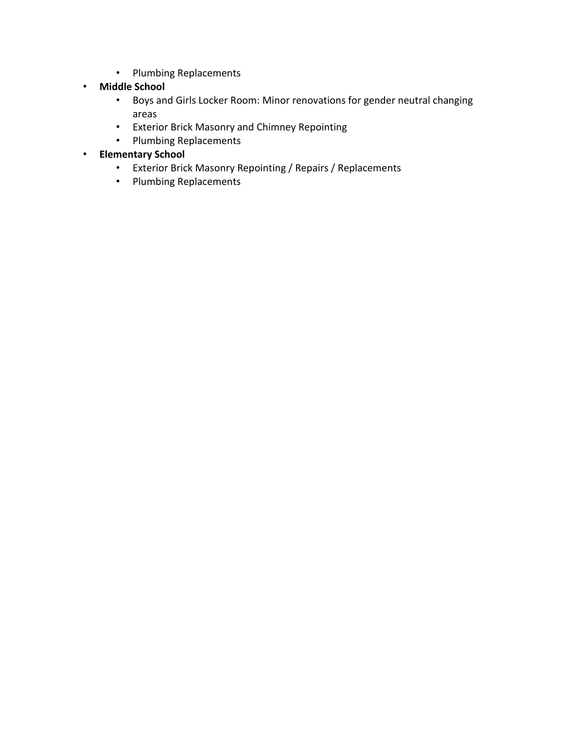- Plumbing Replacements
- **Middle School**
    - Boys and Girls Locker Room: Minor renovations for gender neutral changing areas
    - Exterior Brick Masonry and Chimney Repointing
    - Plumbing Replacements
- **Elementary School**
    - Exterior Brick Masonry Repointing / Repairs / Replacements
    - Plumbing Replacements